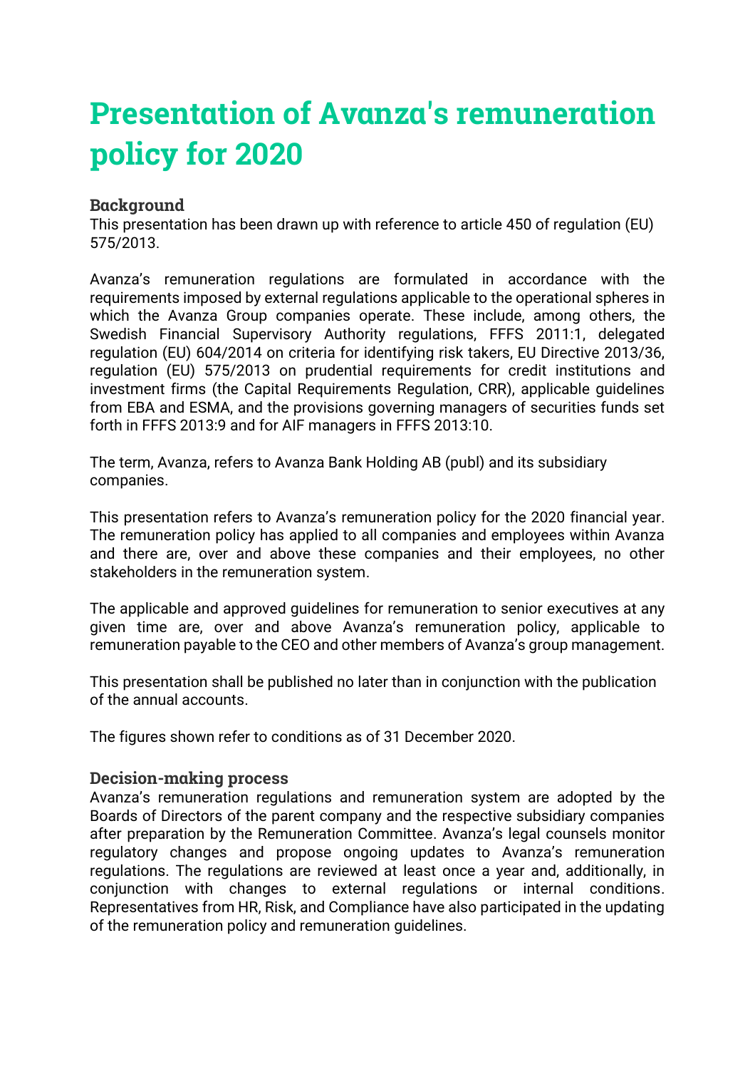# Presentation of Avanza's remuneration policy for 2020

## Background

This presentation has been drawn up with reference to article 450 of regulation (EU) 575/2013.

Avanza's remuneration regulations are formulated in accordance with the requirements imposed by external regulations applicable to the operational spheres in which the Avanza Group companies operate. These include, among others, the Swedish Financial Supervisory Authority regulations, FFFS 2011:1, delegated regulation (EU) 604/2014 on criteria for identifying risk takers, EU Directive 2013/36, regulation (EU) 575/2013 on prudential requirements for credit institutions and investment firms (the Capital Requirements Regulation, CRR), applicable guidelines from EBA and ESMA, and the provisions governing managers of securities funds set forth in FFFS 2013:9 and for AIF managers in FFFS 2013:10.

The term, Avanza, refers to Avanza Bank Holding AB (publ) and its subsidiary companies.

This presentation refers to Avanza's remuneration policy for the 2020 financial year. The remuneration policy has applied to all companies and employees within Avanza and there are, over and above these companies and their employees, no other stakeholders in the remuneration system.

The applicable and approved guidelines for remuneration to senior executives at any given time are, over and above Avanza's remuneration policy, applicable to remuneration payable to the CEO and other members of Avanza's group management.

This presentation shall be published no later than in conjunction with the publication of the annual accounts.

The figures shown refer to conditions as of 31 December 2020.

## Decision-making process

Avanza's remuneration regulations and remuneration system are adopted by the Boards of Directors of the parent company and the respective subsidiary companies after preparation by the Remuneration Committee. Avanza's legal counsels monitor regulatory changes and propose ongoing updates to Avanza's remuneration regulations. The regulations are reviewed at least once a year and, additionally, in conjunction with changes to external regulations or internal conditions. Representatives from HR, Risk, and Compliance have also participated in the updating of the remuneration policy and remuneration guidelines.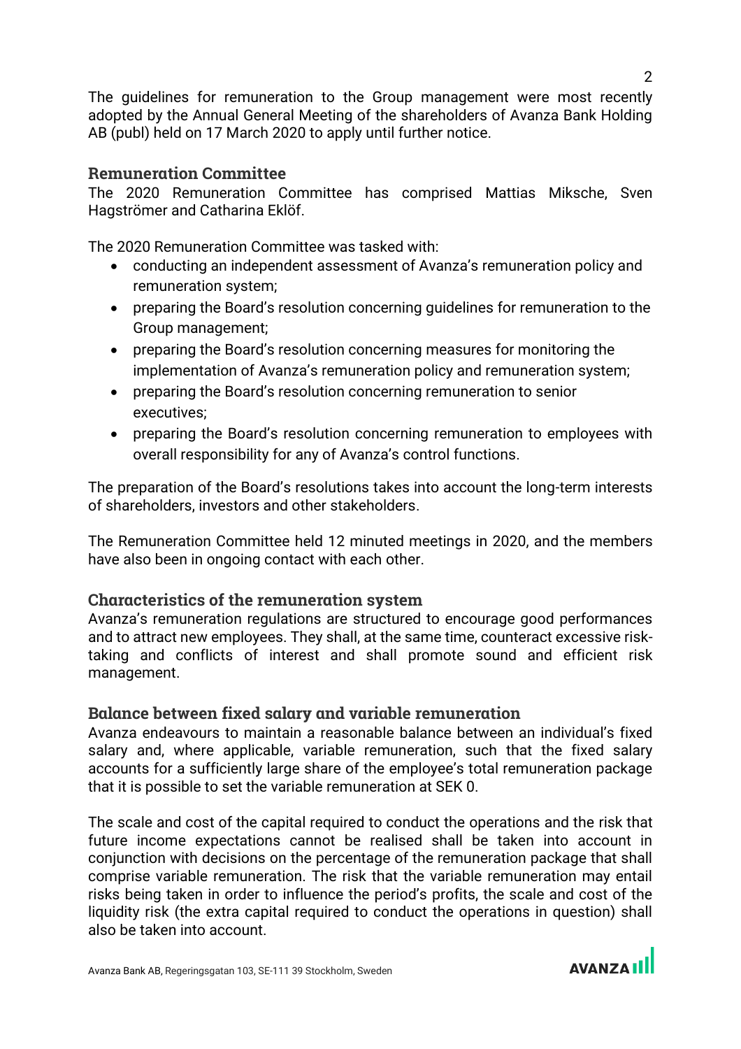The guidelines for remuneration to the Group management were most recently adopted by the Annual General Meeting of the shareholders of Avanza Bank Holding AB (publ) held on 17 March 2020 to apply until further notice.

## Remuneration Committee

The 2020 Remuneration Committee has comprised Mattias Miksche, Sven Hagströmer and Catharina Eklöf.

The 2020 Remuneration Committee was tasked with:

- conducting an independent assessment of Avanza's remuneration policy and remuneration system;
- preparing the Board's resolution concerning guidelines for remuneration to the Group management;
- preparing the Board's resolution concerning measures for monitoring the implementation of Avanza's remuneration policy and remuneration system;
- preparing the Board's resolution concerning remuneration to senior executives;
- preparing the Board's resolution concerning remuneration to employees with overall responsibility for any of Avanza's control functions.

The preparation of the Board's resolutions takes into account the long-term interests of shareholders, investors and other stakeholders.

The Remuneration Committee held 12 minuted meetings in 2020, and the members have also been in ongoing contact with each other.

## Characteristics of the remuneration system

Avanza's remuneration regulations are structured to encourage good performances and to attract new employees. They shall, at the same time, counteract excessive risk-taking and conflicts of interest and shall promote sound and efficient risk management.

## Balance between fixed salary and variable remuneration

Avanza endeavours to maintain a reasonable balance between an individual's fixed salary and, where applicable, variable remuneration, such that the fixed salary accounts for a sufficiently large share of the employee's total remuneration package that it is possible to set the variable remuneration at SEK 0.

The scale and cost of the capital required to conduct the operations and the risk that future income expectations cannot be realised shall be taken into account in conjunction with decisions on the percentage of the remuneration package that shall comprise variable remuneration. The risk that the variable remuneration may entail risks being taken in order to influence the period's profits, the scale and cost of the liquidity risk (the extra capital required to conduct the operations in question) shall also be taken into account.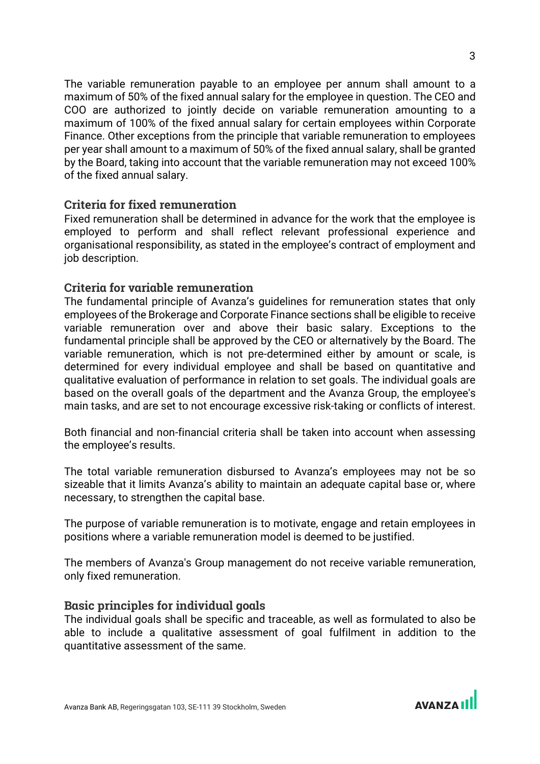The variable remuneration payable to an employee per annum shall amount to a maximum of 50% of the fixed annual salary for the employee in question. The CEO and COO are authorized to jointly decide on variable remuneration amounting to a maximum of 100% of the fixed annual salary for certain employees within Corporate Finance. Other exceptions from the principle that variable remuneration to employees per year shall amount to a maximum of 50% of the fixed annual salary, shall be granted by the Board, taking into account that the variable remuneration may not exceed 100% of the fixed annual salary.

### Criteria for fixed remuneration

Fixed remuneration shall be determined in advance for the work that the employee is employed to perform and shall reflect relevant professional experience and organisational responsibility, as stated in the employee's contract of employment and job description.

### Criteria for variable remuneration

The fundamental principle of Avanza's guidelines for remuneration states that only employees of the Brokerage and Corporate Finance sections shall be eligible to receive variable remuneration over and above their basic salary. Exceptions to the fundamental principle shall be approved by the CEO or alternatively by the Board. The variable remuneration, which is not pre-determined either by amount or scale, is determined for every individual employee and shall be based on quantitative and qualitative evaluation of performance in relation to set goals. The individual goals are based on the overall goals of the department and the Avanza Group, the employee's main tasks, and are set to not encourage excessive risk-taking or conflicts of interest.

Both financial and non-financial criteria shall be taken into account when assessing the employee's results.

The total variable remuneration disbursed to Avanza's employees may not be so sizeable that it limits Avanza's ability to maintain an adequate capital base or, where necessary, to strengthen the capital base.

The purpose of variable remuneration is to motivate, engage and retain employees in positions where a variable remuneration model is deemed to be justified.

The members of Avanza's Group management do not receive variable remuneration, only fixed remuneration.

### Basic principles for individual goals

The individual goals shall be specific and traceable, as well as formulated to also be able to include a qualitative assessment of goal fulfilment in addition to the quantitative assessment of the same.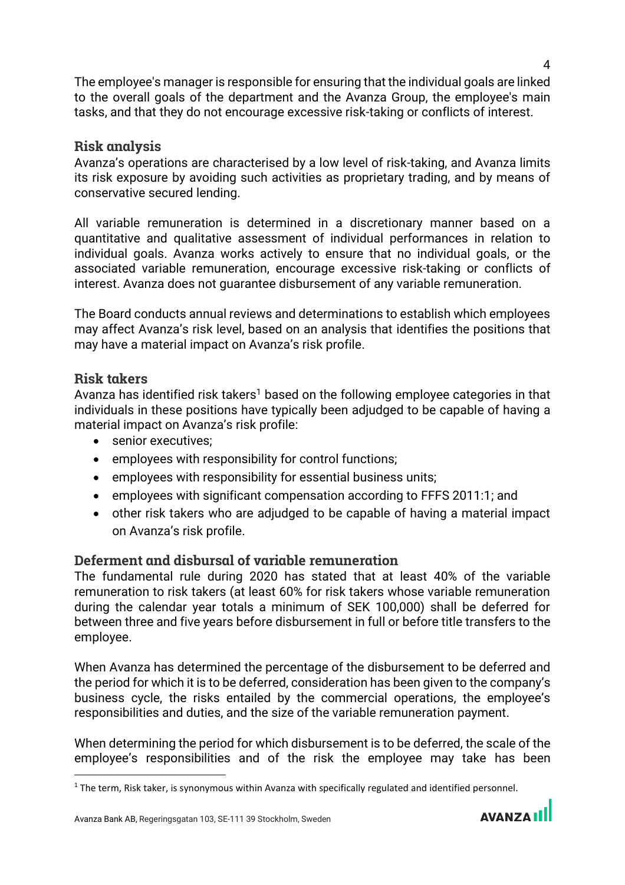The employee's manager is responsible for ensuring that the individual goals are linked to the overall goals of the department and the Avanza Group, the employee's main tasks, and that they do not encourage excessive risk-taking or conflicts of interest.

## Risk analysis

Avanza's operations are characterised by a low level of risk-taking, and Avanza limits its risk exposure by avoiding such activities as proprietary trading, and by means of conservative secured lending.

All variable remuneration is determined in a discretionary manner based on a quantitative and qualitative assessment of individual performances in relation to individual goals. Avanza works actively to ensure that no individual goals, or the associated variable remuneration, encourage excessive risk-taking or conflicts of interest. Avanza does not guarantee disbursement of any variable remuneration.

The Board conducts annual reviews and determinations to establish which employees may affect Avanza's risk level, based on an analysis that identifies the positions that may have a material impact on Avanza's risk profile.

## Risk takers

Avanza has identified risk takers[1] based on the following employee categories in that individuals in these positions have typically been adjudged to be capable of having a material impact on Avanza's risk profile:

- senior executives;
- employees with responsibility for control functions;
- employees with responsibility for essential business units;
- employees with significant compensation according to FFFS 2011:1; and
- other risk takers who are adjudged to be capable of having a material impact on Avanza's risk profile.

## Deferment and disbursal of variable remuneration

The fundamental rule during 2020 has stated that at least 40% of the variable remuneration to risk takers (at least 60% for risk takers whose variable remuneration during the calendar year totals a minimum of SEK 100,000) shall be deferred for between three and five years before disbursement in full or before title transfers to the employee.

When Avanza has determined the percentage of the disbursement to be deferred and the period for which it is to be deferred, consideration has been given to the company's business cycle, the risks entailed by the commercial operations, the employee's responsibilities and duties, and the size of the variable remuneration payment.

When determining the period for which disbursement is to be deferred, the scale of the employee's responsibilities and of the risk the employee may take has been

[1] The term, Risk taker, is synonymous within Avanza with specifically regulated and identified personnel.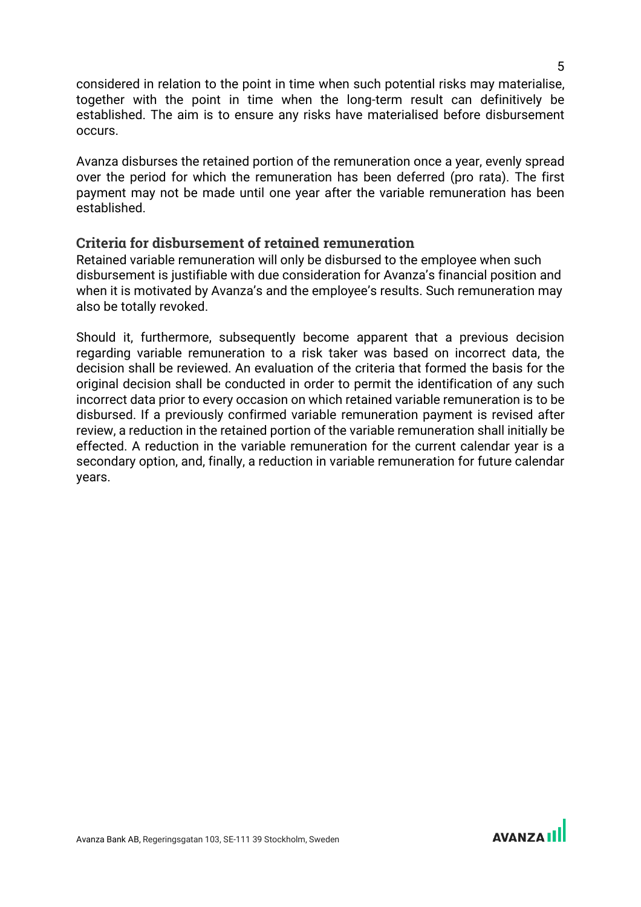considered in relation to the point in time when such potential risks may materialise, together with the point in time when the long-term result can definitively be established. The aim is to ensure any risks have materialised before disbursement occurs.

Avanza disburses the retained portion of the remuneration once a year, evenly spread over the period for which the remuneration has been deferred (pro rata). The first payment may not be made until one year after the variable remuneration has been established.

## Criteria for disbursement of retained remuneration

Retained variable remuneration will only be disbursed to the employee when such disbursement is justifiable with due consideration for Avanza's financial position and when it is motivated by Avanza's and the employee's results. Such remuneration may also be totally revoked.

Should it, furthermore, subsequently become apparent that a previous decision regarding variable remuneration to a risk taker was based on incorrect data, the decision shall be reviewed. An evaluation of the criteria that formed the basis for the original decision shall be conducted in order to permit the identification of any such incorrect data prior to every occasion on which retained variable remuneration is to be disbursed. If a previously confirmed variable remuneration payment is revised after review, a reduction in the retained portion of the variable remuneration shall initially be effected. A reduction in the variable remuneration for the current calendar year is a secondary option, and, finally, a reduction in variable remuneration for future calendar years.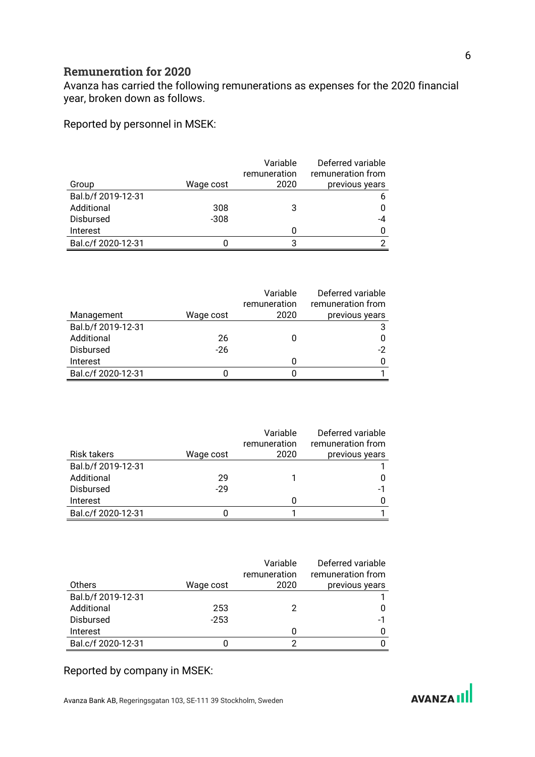## Remuneration for 2020

Avanza has carried the following remunerations as expenses for the 2020 financial year, broken down as follows.

Reported by personnel in MSEK:

| Group | Wage cost | Variable remuneration 2020 | Deferred variable remuneration from previous years |
|---|---|---|---|
| Bal.b/f 2019-12-31 | | | 6 |
| Additional | 308 | 3 | 0 |
| Disbursed | -308 | | -4 |
| Interest | | 0 | 0 |
| Bal.c/f 2020-12-31 | 0 | 3 | 2 |

| Management | Wage cost | Variable remuneration 2020 | Deferred variable remuneration from previous years |
|---|---|---|---|
| Bal.b/f 2019-12-31 | | | 3 |
| Additional | 26 | 0 | 0 |
| Disbursed | -26 | | -2 |
| Interest | | 0 | 0 |
| Bal.c/f 2020-12-31 | 0 | 0 | 1 |

| Risk takers | Wage cost | Variable remuneration 2020 | Deferred variable remuneration from previous years |
|---|---|---|---|
| Bal.b/f 2019-12-31 | | | 1 |
| Additional | 29 | 1 | 0 |
| Disbursed | -29 | | -1 |
| Interest | | 0 | 0 |
| Bal.c/f 2020-12-31 | 0 | 1 | 1 |

| Others | Wage cost | Variable remuneration 2020 | Deferred variable remuneration from previous years |
|---|---|---|---|
| Bal.b/f 2019-12-31 | | | 1 |
| Additional | 253 | 2 | 0 |
| Disbursed | -253 | | -1 |
| Interest | | 0 | 0 |
| Bal.c/f 2020-12-31 | 0 | 2 | 0 |

Reported by company in MSEK:

Avanza Bank AB, Regeringsgatan 103, SE-111 39 Stockholm, Sweden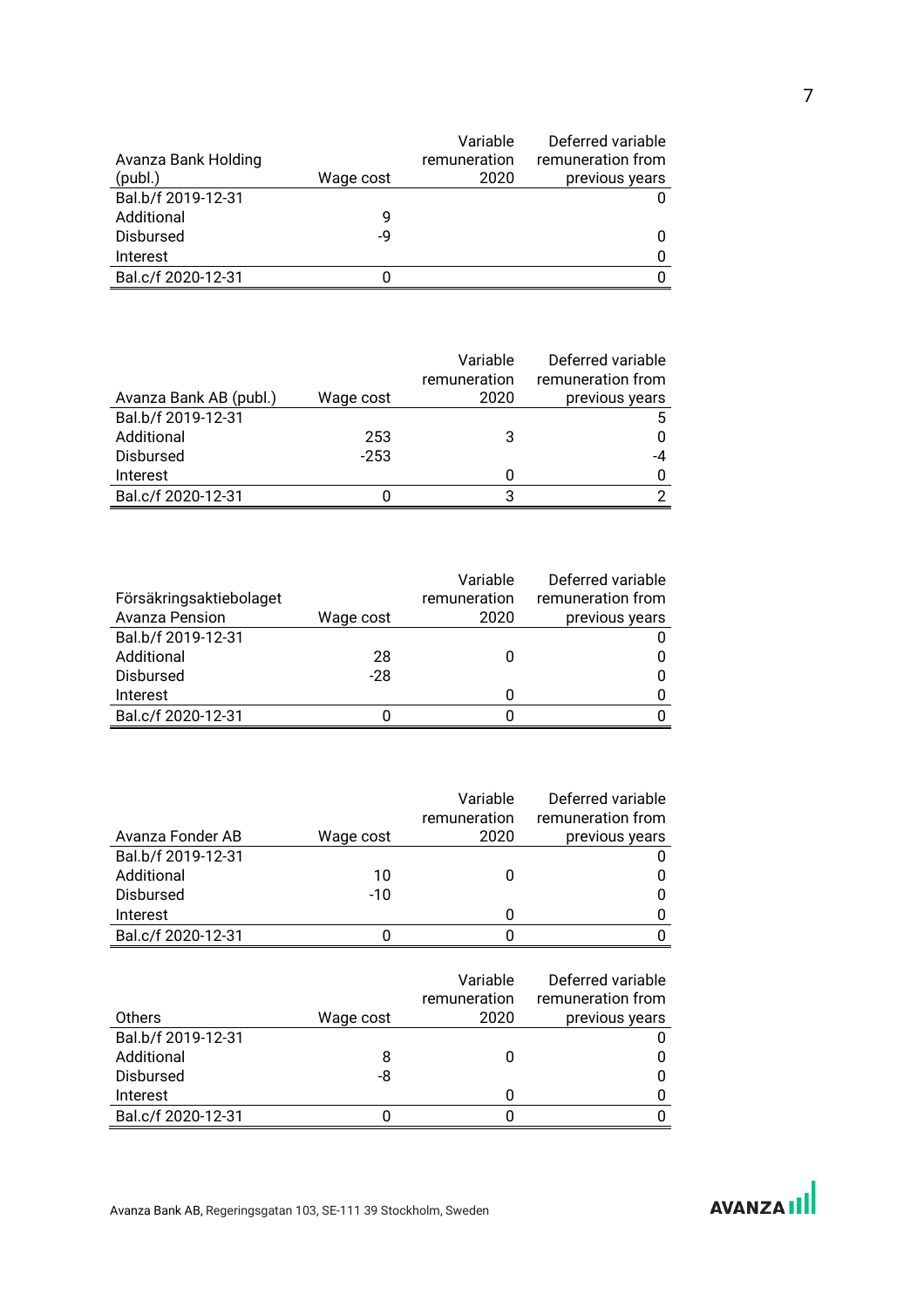| Avanza Bank Holding (publ.) | Wage cost | Variable remuneration 2020 | Deferred variable remuneration from previous years |
|---|---|---|---|
| Bal.b/f 2019-12-31 | | | 0 |
| Additional | 9 | | |
| Disbursed | -9 | | 0 |
| Interest | | | 0 |
| Bal.c/f 2020-12-31 | 0 | | 0 |

| Avanza Bank AB (publ.) | Wage cost | Variable remuneration 2020 | Deferred variable remuneration from previous years |
|---|---|---|---|
| Bal.b/f 2019-12-31 | | | 5 |
| Additional | 253 | 3 | 0 |
| Disbursed | -253 | | -4 |
| Interest | | 0 | 0 |
| Bal.c/f 2020-12-31 | 0 | 3 | 2 |

| Försäkringsaktiebolaget Avanza Pension | Wage cost | Variable remuneration 2020 | Deferred variable remuneration from previous years |
|---|---|---|---|
| Bal.b/f 2019-12-31 | | | 0 |
| Additional | 28 | 0 | 0 |
| Disbursed | -28 | | 0 |
| Interest | | 0 | 0 |
| Bal.c/f 2020-12-31 | 0 | 0 | 0 |

| Avanza Fonder AB | Wage cost | Variable remuneration 2020 | Deferred variable remuneration from previous years |
|---|---|---|---|
| Bal.b/f 2019-12-31 | | | 0 |
| Additional | 10 | 0 | 0 |
| Disbursed | -10 | | 0 |
| Interest | | 0 | 0 |
| Bal.c/f 2020-12-31 | 0 | 0 | 0 |

| Others | Wage cost | Variable remuneration 2020 | Deferred variable remuneration from previous years |
|---|---|---|---|
| Bal.b/f 2019-12-31 | | | 0 |
| Additional | 8 | 0 | 0 |
| Disbursed | -8 | | 0 |
| Interest | | 0 | 0 |
| Bal.c/f 2020-12-31 | 0 | 0 | 0 |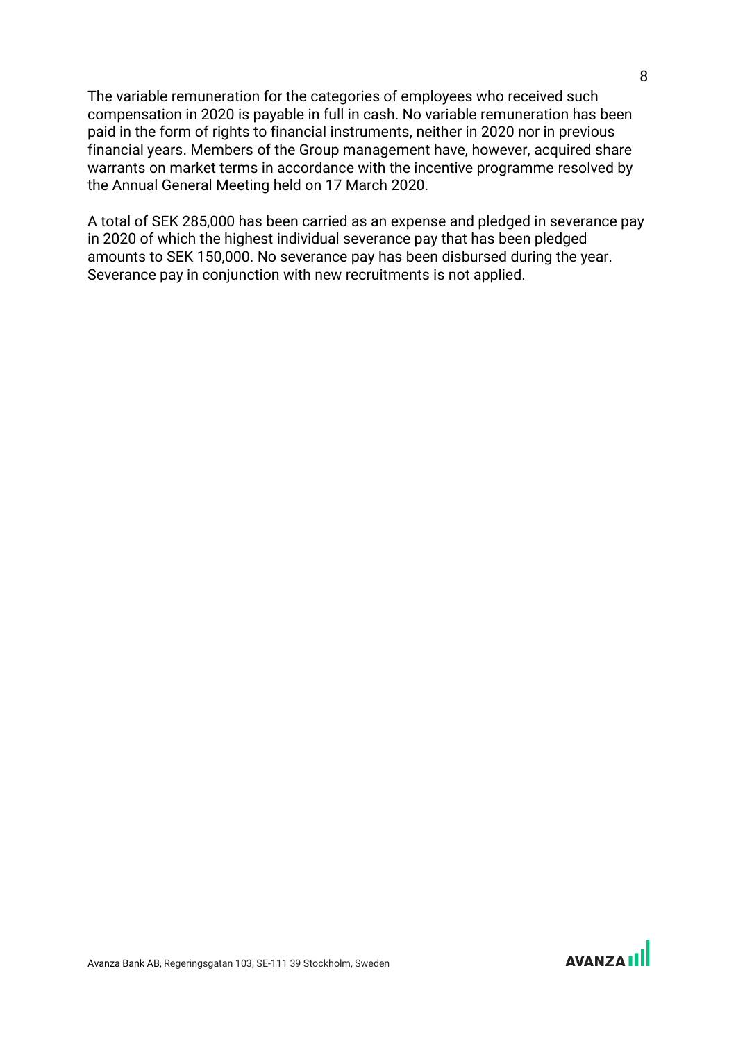The variable remuneration for the categories of employees who received such compensation in 2020 is payable in full in cash. No variable remuneration has been paid in the form of rights to financial instruments, neither in 2020 nor in previous financial years. Members of the Group management have, however, acquired share warrants on market terms in accordance with the incentive programme resolved by the Annual General Meeting held on 17 March 2020.

A total of SEK 285,000 has been carried as an expense and pledged in severance pay in 2020 of which the highest individual severance pay that has been pledged amounts to SEK 150,000. No severance pay has been disbursed during the year. Severance pay in conjunction with new recruitments is not applied.